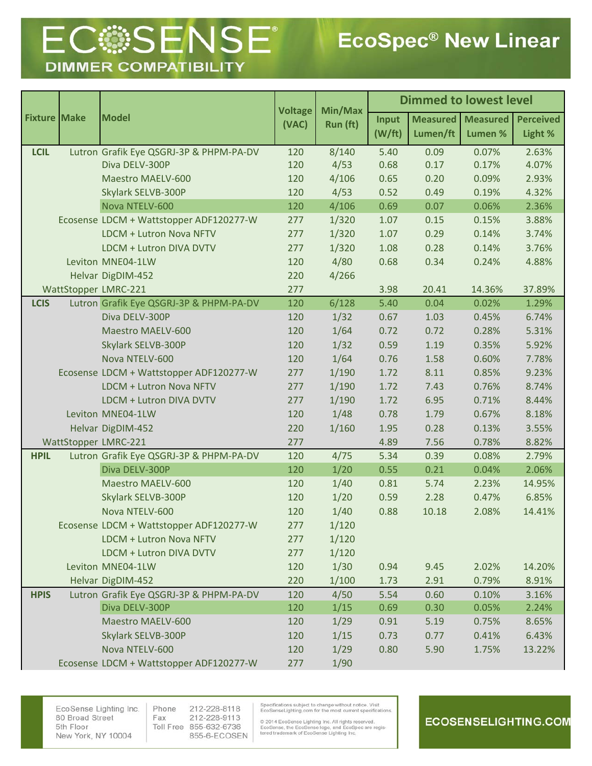# ECOSENSE®

## DIMMER COMPATIBILITY

## EcoSpec® New Linear

| Fixture | Make | Model | Voltage (VAC) | Min/Max Run (ft) | Dimmed to lowest level | | | |
|---|---|---|---|---|---|---|---|---|
| | | | | | Input (W/ft) | Measured Lumen/ft | Measured Lumen % | Perceived Light % |
| LCIL | Lutron | Grafik Eye QSGRJ-3P & PHPM-PA-DV | 120 | 8/140 | 5.40 | 0.09 | 0.07% | 2.63% |
| | | Diva DELV-300P | 120 | 4/53 | 0.68 | 0.17 | 0.17% | 4.07% |
| | | Maestro MAELV-600 | 120 | 4/106 | 0.65 | 0.20 | 0.09% | 2.93% |
| | | Skylark SELVB-300P | 120 | 4/53 | 0.52 | 0.49 | 0.19% | 4.32% |
| | | Nova NTELV-600 | 120 | 4/106 | 0.69 | 0.07 | 0.06% | 2.36% |
| | Ecosense | LDCM + Wattstopper ADF120277-W | 277 | 1/320 | 1.07 | 0.15 | 0.15% | 3.88% |
| | | LDCM + Lutron Nova NFTV | 277 | 1/320 | 1.07 | 0.29 | 0.14% | 3.74% |
| | | LDCM + Lutron DIVA DVTV | 277 | 1/320 | 1.08 | 0.28 | 0.14% | 3.76% |
| | Leviton | MNE04-1LW | 120 | 4/80 | 0.68 | 0.34 | 0.24% | 4.88% |
| | Helvar | DigDIM-452 | 220 | 4/266 | | | | |
| | WattStopper | LMRC-221 | 277 | | 3.98 | 20.41 | 14.36% | 37.89% |
| LCIS | Lutron | Grafik Eye QSGRJ-3P & PHPM-PA-DV | 120 | 6/128 | 5.40 | 0.04 | 0.02% | 1.29% |
| | | Diva DELV-300P | 120 | 1/32 | 0.67 | 1.03 | 0.45% | 6.74% |
| | | Maestro MAELV-600 | 120 | 1/64 | 0.72 | 0.72 | 0.28% | 5.31% |
| | | Skylark SELVB-300P | 120 | 1/32 | 0.59 | 1.19 | 0.35% | 5.92% |
| | | Nova NTELV-600 | 120 | 1/64 | 0.76 | 1.58 | 0.60% | 7.78% |
| | Ecosense | LDCM + Wattstopper ADF120277-W | 277 | 1/190 | 1.72 | 8.11 | 0.85% | 9.23% |
| | | LDCM + Lutron Nova NFTV | 277 | 1/190 | 1.72 | 7.43 | 0.76% | 8.74% |
| | | LDCM + Lutron DIVA DVTV | 277 | 1/190 | 1.72 | 6.95 | 0.71% | 8.44% |
| | Leviton | MNE04-1LW | 120 | 1/48 | 0.78 | 1.79 | 0.67% | 8.18% |
| | Helvar | DigDIM-452 | 220 | 1/160 | 1.95 | 0.28 | 0.13% | 3.55% |
| | WattStopper | LMRC-221 | 277 | | 4.89 | 7.56 | 0.78% | 8.82% |
| HPIL | Lutron | Grafik Eye QSGRJ-3P & PHPM-PA-DV | 120 | 4/75 | 5.34 | 0.39 | 0.08% | 2.79% |
| | | Diva DELV-300P | 120 | 1/20 | 0.55 | 0.21 | 0.04% | 2.06% |
| | | Maestro MAELV-600 | 120 | 1/40 | 0.81 | 5.74 | 2.23% | 14.95% |
| | | Skylark SELVB-300P | 120 | 1/20 | 0.59 | 2.28 | 0.47% | 6.85% |
| | | Nova NTELV-600 | 120 | 1/40 | 0.88 | 10.18 | 2.08% | 14.41% |
| | Ecosense | LDCM + Wattstopper ADF120277-W | 277 | 1/120 | | | | |
| | | LDCM + Lutron Nova NFTV | 277 | 1/120 | | | | |
| | | LDCM + Lutron DIVA DVTV | 277 | 1/120 | | | | |
| | Leviton | MNE04-1LW | 120 | 1/30 | 0.94 | 9.45 | 2.02% | 14.20% |
| | Helvar | DigDIM-452 | 220 | 1/100 | 1.73 | 2.91 | 0.79% | 8.91% |
| HPIS | Lutron | Grafik Eye QSGRJ-3P & PHPM-PA-DV | 120 | 4/50 | 5.54 | 0.60 | 0.10% | 3.16% |
| | | Diva DELV-300P | 120 | 1/15 | 0.69 | 0.30 | 0.05% | 2.24% |
| | | Maestro MAELV-600 | 120 | 1/29 | 0.91 | 5.19 | 0.75% | 8.65% |
| | | Skylark SELVB-300P | 120 | 1/15 | 0.73 | 0.77 | 0.41% | 6.43% |
| | | Nova NTELV-600 | 120 | 1/29 | 0.80 | 5.90 | 1.75% | 13.22% |
| | Ecosense | LDCM + Wattstopper ADF120277-W | 277 | 1/90 | | | | |

EcoSense Lighting Inc.
80 Broad Street
5th Floor
New York, NY 10004

Phone 212-228-8118
Fax 212-228-9113
Toll Free 855-632-6736
855-6-ECOSEN

Specifications subject to change without notice. Visit EcoSenseLighting.com for the most current specifications.

© 2014 EcoSense Lighting Inc. All rights reserved. EcoSense, the EcoSense logo, and EcoSpec are registered trademark of EcoSense Lighting Inc.

ECOSENSELIGHTING.COM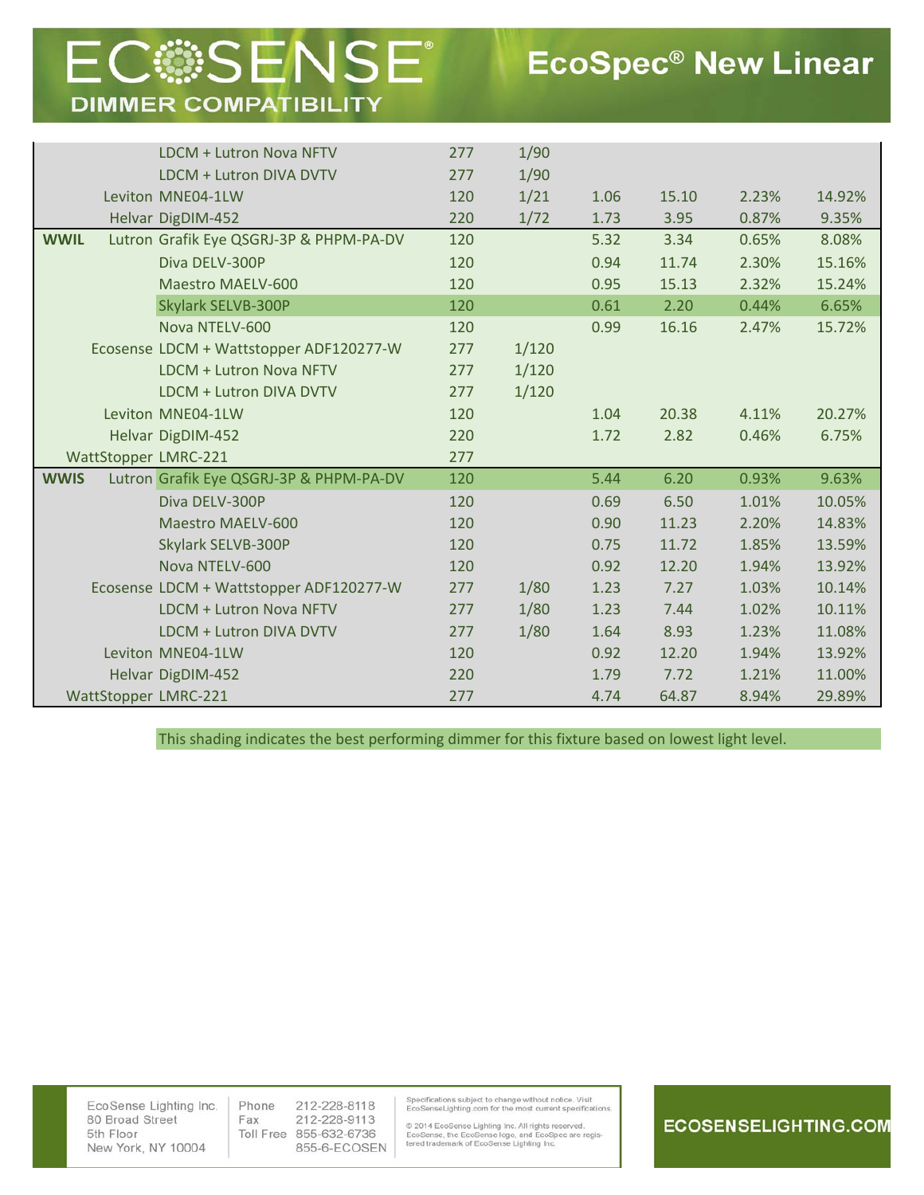# EcoSpec® New Linear

## DIMMER COMPATIBILITY

| | | | | | | | | |
|---|---|---|---|---|---|---|---|---|
| | | LDCM + Lutron Nova NFTV | 277 | 1/90 | | | | |
| | | LDCM + Lutron DIVA DVTV | 277 | 1/90 | | | | |
| | Leviton | MNE04-1LW | 120 | 1/21 | 1.06 | 15.10 | 2.23% | 14.92% |
| | Helvar | DigDIM-452 | 220 | 1/72 | 1.73 | 3.95 | 0.87% | 9.35% |
| **WWIL** | Lutron | Grafik Eye QSGRJ-3P & PHPM-PA-DV | 120 | | 5.32 | 3.34 | 0.65% | 8.08% |
| | | Diva DELV-300P | 120 | | 0.94 | 11.74 | 2.30% | 15.16% |
| | | Maestro MAELV-600 | 120 | | 0.95 | 15.13 | 2.32% | 15.24% |
| | | Skylark SELVB-300P | 120 | | 0.61 | 2.20 | 0.44% | 6.65% |
| | | Nova NTELV-600 | 120 | | 0.99 | 16.16 | 2.47% | 15.72% |
| | Ecosense | LDCM + Wattstopper ADF120277-W | 277 | 1/120 | | | | |
| | | LDCM + Lutron Nova NFTV | 277 | 1/120 | | | | |
| | | LDCM + Lutron DIVA DVTV | 277 | 1/120 | | | | |
| | Leviton | MNE04-1LW | 120 | | 1.04 | 20.38 | 4.11% | 20.27% |
| | Helvar | DigDIM-452 | 220 | | 1.72 | 2.82 | 0.46% | 6.75% |
| | WattStopper | LMRC-221 | 277 | | | | | |
| **WWIS** | Lutron | Grafik Eye QSGRJ-3P & PHPM-PA-DV | 120 | | 5.44 | 6.20 | 0.93% | 9.63% |
| | | Diva DELV-300P | 120 | | 0.69 | 6.50 | 1.01% | 10.05% |
| | | Maestro MAELV-600 | 120 | | 0.90 | 11.23 | 2.20% | 14.83% |
| | | Skylark SELVB-300P | 120 | | 0.75 | 11.72 | 1.85% | 13.59% |
| | | Nova NTELV-600 | 120 | | 0.92 | 12.20 | 1.94% | 13.92% |
| | Ecosense | LDCM + Wattstopper ADF120277-W | 277 | 1/80 | 1.23 | 7.27 | 1.03% | 10.14% |
| | | LDCM + Lutron Nova NFTV | 277 | 1/80 | 1.23 | 7.44 | 1.02% | 10.11% |
| | | LDCM + Lutron DIVA DVTV | 277 | 1/80 | 1.64 | 8.93 | 1.23% | 11.08% |
| | Leviton | MNE04-1LW | 120 | | 0.92 | 12.20 | 1.94% | 13.92% |
| | Helvar | DigDIM-452 | 220 | | 1.79 | 7.72 | 1.21% | 11.00% |
| | WattStopper | LMRC-221 | 277 | | 4.74 | 64.87 | 8.94% | 29.89% |

This shading indicates the best performing dimmer for this fixture based on lowest light level.

EcoSense Lighting Inc.
80 Broad Street
5th Floor
New York, NY 10004

Phone 212-228-8118
Fax 212-228-9113
Toll Free 855-632-6736
855-6-ECOSEN

Specifications subject to change without notice. Visit EcoSenseLighting.com for the most current specifications.

© 2014 EcoSense Lighting Inc. All rights reserved. EcoSense, the EcoSense logo, and EcoSpec are registered trademark of EcoSense Lighting Inc.

ECOSENSELIGHTING.COM